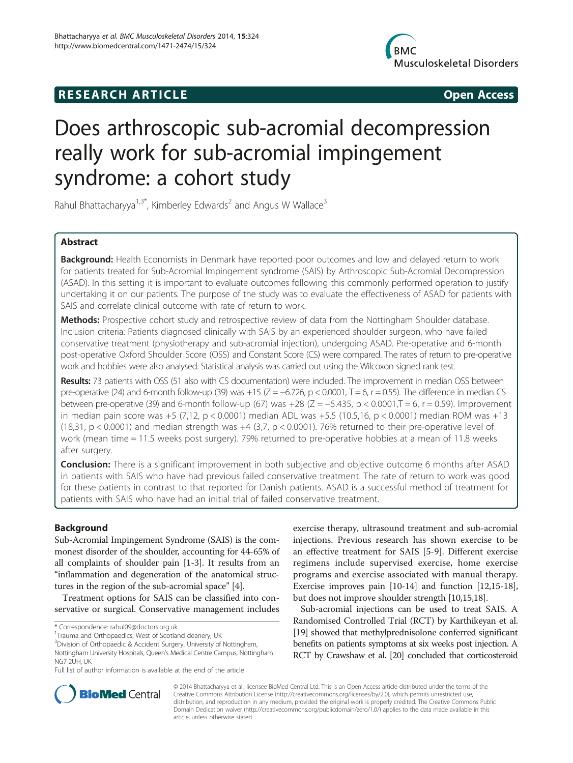**RESEARCH ARTICLE** **Open Access**

# Does arthroscopic sub-acromial decompression really work for sub-acromial impingement syndrome: a cohort study

Rahul Bhattacharyya[1,3*], Kimberley Edwards[2] and Angus W Wallace[3]

## Abstract

**Background:** Health Economists in Denmark have reported poor outcomes and low and delayed return to work for patients treated for Sub-Acromial Impingement syndrome (SAIS) by Arthroscopic Sub-Acromial Decompression (ASAD). In this setting it is important to evaluate outcomes following this commonly performed operation to justify undertaking it on our patients. The purpose of the study was to evaluate the effectiveness of ASAD for patients with SAIS and correlate clinical outcome with rate of return to work.

**Methods:** Prospective cohort study and retrospective review of data from the Nottingham Shoulder database. Inclusion criteria: Patients diagnosed clinically with SAIS by an experienced shoulder surgeon, who have failed conservative treatment (physiotherapy and sub-acromial injection), undergoing ASAD. Pre-operative and 6-month post-operative Oxford Shoulder Score (OSS) and Constant Score (CS) were compared. The rates of return to pre-operative work and hobbies were also analysed. Statistical analysis was carried out using the Wilcoxon signed rank test.

**Results:** 73 patients with OSS (51 also with CS documentation) were included. The improvement in median OSS between pre-operative (24) and 6-month follow-up (39) was +15 ($Z = -6.726$, $p < 0.0001$, $T = 6$, $r = 0.55$). The difference in median CS between pre-operative (39) and 6-month follow-up (67) was +28 ($Z = -5.435$, $p < 0.0001$, $T = 6$, $r = 0.59$). Improvement in median pain score was +5 (7,12, $p < 0.0001$) median ADL was +5.5 (10.5,16, $p < 0.0001$) median ROM was +13 (18,31, $p < 0.0001$) and median strength was +4 (3,7, $p < 0.0001$). 76% returned to their pre-operative level of work (mean time = 11.5 weeks post surgery). 79% returned to pre-operative hobbies at a mean of 11.8 weeks after surgery.

**Conclusion:** There is a significant improvement in both subjective and objective outcome 6 months after ASAD in patients with SAIS who have had previous failed conservative treatment. The rate of return to work was good for these patients in contrast to that reported for Danish patients. ASAD is a successful method of treatment for patients with SAIS who have had an initial trial of failed conservative treatment.

## Background

Sub-Acromial Impingement Syndrome (SAIS) is the commonest disorder of the shoulder, accounting for 44-65% of all complaints of shoulder pain [1-3]. It results from an "inflammation and degeneration of the anatomical structures in the region of the sub-acromial space" [4].

Treatment options for SAIS can be classified into conservative or surgical. Conservative management includes exercise therapy, ultrasound treatment and sub-acromial injections. Previous research has shown exercise to be an effective treatment for SAIS [5-9]. Different exercise regimens include supervised exercise, home exercise programs and exercise associated with manual therapy. Exercise improves pain [10-14] and function [12,15-18], but does not improve shoulder strength [10,15,18].

Sub-acromial injections can be used to treat SAIS. A Randomised Controlled Trial (RCT) by Karthikeyan et al. [19] showed that methylprednisolone conferred significant benefits on patients symptoms at six weeks post injection. A RCT by Crawshaw et al. [20] concluded that corticosteroid

\* Correspondence: rahul09@doctors.org.uk
[1]Trauma and Orthopaedics, West of Scotland deanery, UK
[3]Division of Orthopaedic & Accident Surgery, University of Nottingham, Nottingham University Hospitals, Queen's Medical Centre Campus, Nottingham NG7 2UH, UK
Full list of author information is available at the end of the article

© 2014 Bhattacharyya et al.; licensee BioMed Central Ltd. This is an Open Access article distributed under the terms of the Creative Commons Attribution License (http://creativecommons.org/licenses/by/2.0), which permits unrestricted use, distribution, and reproduction in any medium, provided the original work is properly credited. The Creative Commons Public Domain Dedication waiver (http://creativecommons.org/publicdomain/zero/1.0/) applies to the data made available in this article, unless otherwise stated.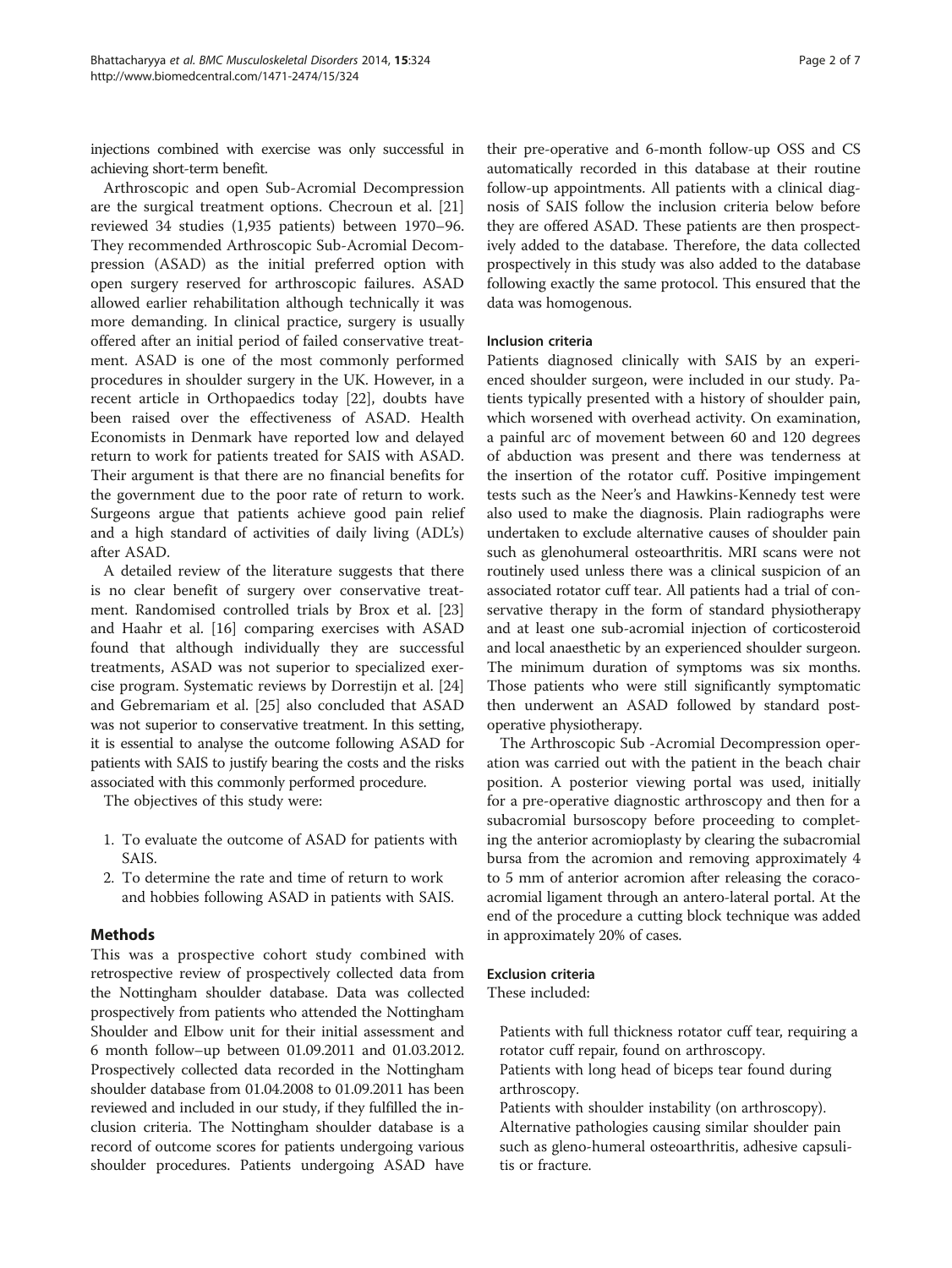injections combined with exercise was only successful in achieving short-term benefit.

Arthroscopic and open Sub-Acromial Decompression are the surgical treatment options. Checroun et al. [21] reviewed 34 studies (1,935 patients) between 1970–96. They recommended Arthroscopic Sub-Acromial Decompression (ASAD) as the initial preferred option with open surgery reserved for arthroscopic failures. ASAD allowed earlier rehabilitation although technically it was more demanding. In clinical practice, surgery is usually offered after an initial period of failed conservative treatment. ASAD is one of the most commonly performed procedures in shoulder surgery in the UK. However, in a recent article in Orthopaedics today [22], doubts have been raised over the effectiveness of ASAD. Health Economists in Denmark have reported low and delayed return to work for patients treated for SAIS with ASAD. Their argument is that there are no financial benefits for the government due to the poor rate of return to work. Surgeons argue that patients achieve good pain relief and a high standard of activities of daily living (ADL's) after ASAD.

A detailed review of the literature suggests that there is no clear benefit of surgery over conservative treatment. Randomised controlled trials by Brox et al. [23] and Haahr et al. [16] comparing exercises with ASAD found that although individually they are successful treatments, ASAD was not superior to specialized exercise program. Systematic reviews by Dorrestijn et al. [24] and Gebremariam et al. [25] also concluded that ASAD was not superior to conservative treatment. In this setting, it is essential to analyse the outcome following ASAD for patients with SAIS to justify bearing the costs and the risks associated with this commonly performed procedure.

The objectives of this study were:

1. To evaluate the outcome of ASAD for patients with SAIS.
2. To determine the rate and time of return to work and hobbies following ASAD in patients with SAIS.

## Methods

This was a prospective cohort study combined with retrospective review of prospectively collected data from the Nottingham shoulder database. Data was collected prospectively from patients who attended the Nottingham Shoulder and Elbow unit for their initial assessment and 6 month follow–up between 01.09.2011 and 01.03.2012. Prospectively collected data recorded in the Nottingham shoulder database from 01.04.2008 to 01.09.2011 has been reviewed and included in our study, if they fulfilled the inclusion criteria. The Nottingham shoulder database is a record of outcome scores for patients undergoing various shoulder procedures. Patients undergoing ASAD have their pre-operative and 6-month follow-up OSS and CS automatically recorded in this database at their routine follow-up appointments. All patients with a clinical diagnosis of SAIS follow the inclusion criteria below before they are offered ASAD. These patients are then prospectively added to the database. Therefore, the data collected prospectively in this study was also added to the database following exactly the same protocol. This ensured that the data was homogenous.

### Inclusion criteria

Patients diagnosed clinically with SAIS by an experienced shoulder surgeon, were included in our study. Patients typically presented with a history of shoulder pain, which worsened with overhead activity. On examination, a painful arc of movement between 60 and 120 degrees of abduction was present and there was tenderness at the insertion of the rotator cuff. Positive impingement tests such as the Neer's and Hawkins-Kennedy test were also used to make the diagnosis. Plain radiographs were undertaken to exclude alternative causes of shoulder pain such as glenohumeral osteoarthritis. MRI scans were not routinely used unless there was a clinical suspicion of an associated rotator cuff tear. All patients had a trial of conservative therapy in the form of standard physiotherapy and at least one sub-acromial injection of corticosteroid and local anaesthetic by an experienced shoulder surgeon. The minimum duration of symptoms was six months. Those patients who were still significantly symptomatic then underwent an ASAD followed by standard post-operative physiotherapy.

The Arthroscopic Sub -Acromial Decompression operation was carried out with the patient in the beach chair position. A posterior viewing portal was used, initially for a pre-operative diagnostic arthroscopy and then for a subacromial bursoscopy before proceeding to completing the anterior acromioplasty by clearing the subacromial bursa from the acromion and removing approximately 4 to 5 mm of anterior acromion after releasing the coraco-acromial ligament through an antero-lateral portal. At the end of the procedure a cutting block technique was added in approximately 20% of cases.

### Exclusion criteria

These included:

- Patients with full thickness rotator cuff tear, requiring a rotator cuff repair, found on arthroscopy.
- Patients with long head of biceps tear found during arthroscopy.
- Patients with shoulder instability (on arthroscopy).
- Alternative pathologies causing similar shoulder pain such as gleno-humeral osteoarthritis, adhesive capsulitis or fracture.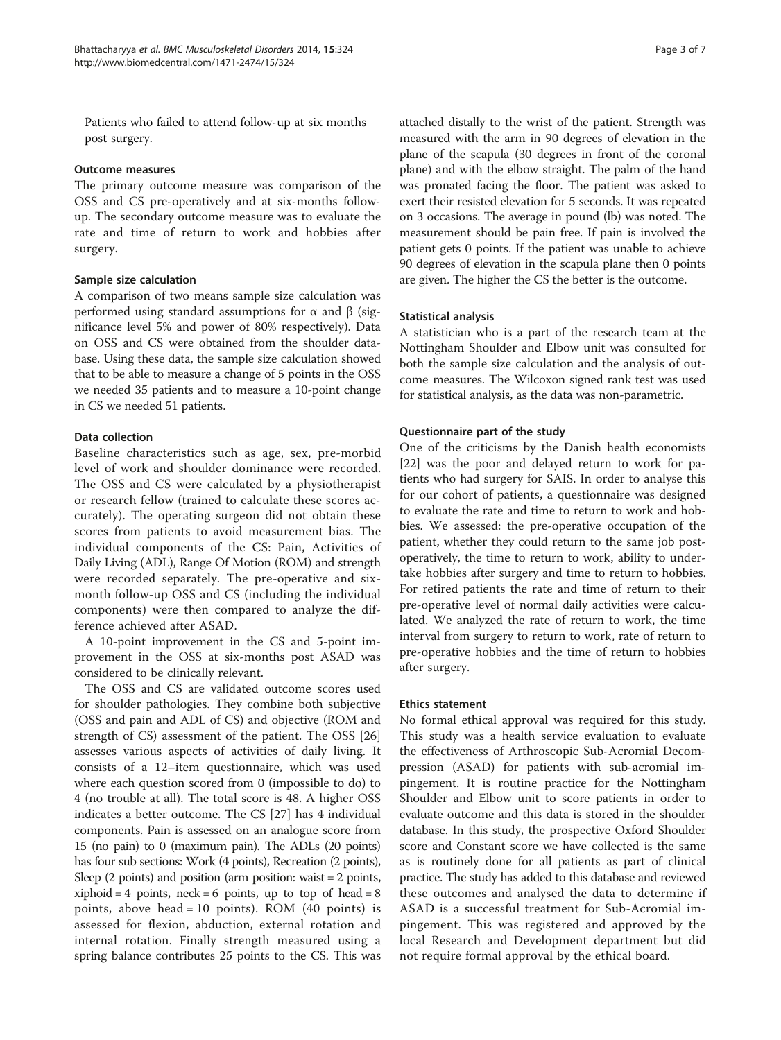Patients who failed to attend follow-up at six months post surgery.

### Outcome measures

The primary outcome measure was comparison of the OSS and CS pre-operatively and at six-months follow-up. The secondary outcome measure was to evaluate the rate and time of return to work and hobbies after surgery.

### Sample size calculation

A comparison of two means sample size calculation was performed using standard assumptions for α and β (significance level 5% and power of 80% respectively). Data on OSS and CS were obtained from the shoulder database. Using these data, the sample size calculation showed that to be able to measure a change of 5 points in the OSS we needed 35 patients and to measure a 10-point change in CS we needed 51 patients.

### Data collection

Baseline characteristics such as age, sex, pre-morbid level of work and shoulder dominance were recorded. The OSS and CS were calculated by a physiotherapist or research fellow (trained to calculate these scores accurately). The operating surgeon did not obtain these scores from patients to avoid measurement bias. The individual components of the CS: Pain, Activities of Daily Living (ADL), Range Of Motion (ROM) and strength were recorded separately. The pre-operative and six-month follow-up OSS and CS (including the individual components) were then compared to analyze the difference achieved after ASAD.

A 10-point improvement in the CS and 5-point improvement in the OSS at six-months post ASAD was considered to be clinically relevant.

The OSS and CS are validated outcome scores used for shoulder pathologies. They combine both subjective (OSS and pain and ADL of CS) and objective (ROM and strength of CS) assessment of the patient. The OSS [26] assesses various aspects of activities of daily living. It consists of a 12–item questionnaire, which was used where each question scored from 0 (impossible to do) to 4 (no trouble at all). The total score is 48. A higher OSS indicates a better outcome. The CS [27] has 4 individual components. Pain is assessed on an analogue score from 15 (no pain) to 0 (maximum pain). The ADLs (20 points) has four sub sections: Work (4 points), Recreation (2 points), Sleep (2 points) and position (arm position: waist = 2 points, xiphoid = 4 points, neck = 6 points, up to top of head = 8 points, above head = 10 points). ROM (40 points) is assessed for flexion, abduction, external rotation and internal rotation. Finally strength measured using a spring balance contributes 25 points to the CS. This was attached distally to the wrist of the patient. Strength was measured with the arm in 90 degrees of elevation in the plane of the scapula (30 degrees in front of the coronal plane) and with the elbow straight. The palm of the hand was pronated facing the floor. The patient was asked to exert their resisted elevation for 5 seconds. It was repeated on 3 occasions. The average in pound (lb) was noted. The measurement should be pain free. If pain is involved the patient gets 0 points. If the patient was unable to achieve 90 degrees of elevation in the scapula plane then 0 points are given. The higher the CS the better is the outcome.

### Statistical analysis

A statistician who is a part of the research team at the Nottingham Shoulder and Elbow unit was consulted for both the sample size calculation and the analysis of outcome measures. The Wilcoxon signed rank test was used for statistical analysis, as the data was non-parametric.

### Questionnaire part of the study

One of the criticisms by the Danish health economists [22] was the poor and delayed return to work for patients who had surgery for SAIS. In order to analyse this for our cohort of patients, a questionnaire was designed to evaluate the rate and time to return to work and hobbies. We assessed: the pre-operative occupation of the patient, whether they could return to the same job post-operatively, the time to return to work, ability to undertake hobbies after surgery and time to return to hobbies. For retired patients the rate and time of return to their pre-operative level of normal daily activities were calculated. We analyzed the rate of return to work, the time interval from surgery to return to work, rate of return to pre-operative hobbies and the time of return to hobbies after surgery.

### Ethics statement

No formal ethical approval was required for this study. This study was a health service evaluation to evaluate the effectiveness of Arthroscopic Sub-Acromial Decompression (ASAD) for patients with sub-acromial impingement. It is routine practice for the Nottingham Shoulder and Elbow unit to score patients in order to evaluate outcome and this data is stored in the shoulder database. In this study, the prospective Oxford Shoulder score and Constant score we have collected is the same as is routinely done for all patients as part of clinical practice. The study has added to this database and reviewed these outcomes and analysed the data to determine if ASAD is a successful treatment for Sub-Acromial impingement. This was registered and approved by the local Research and Development department but did not require formal approval by the ethical board.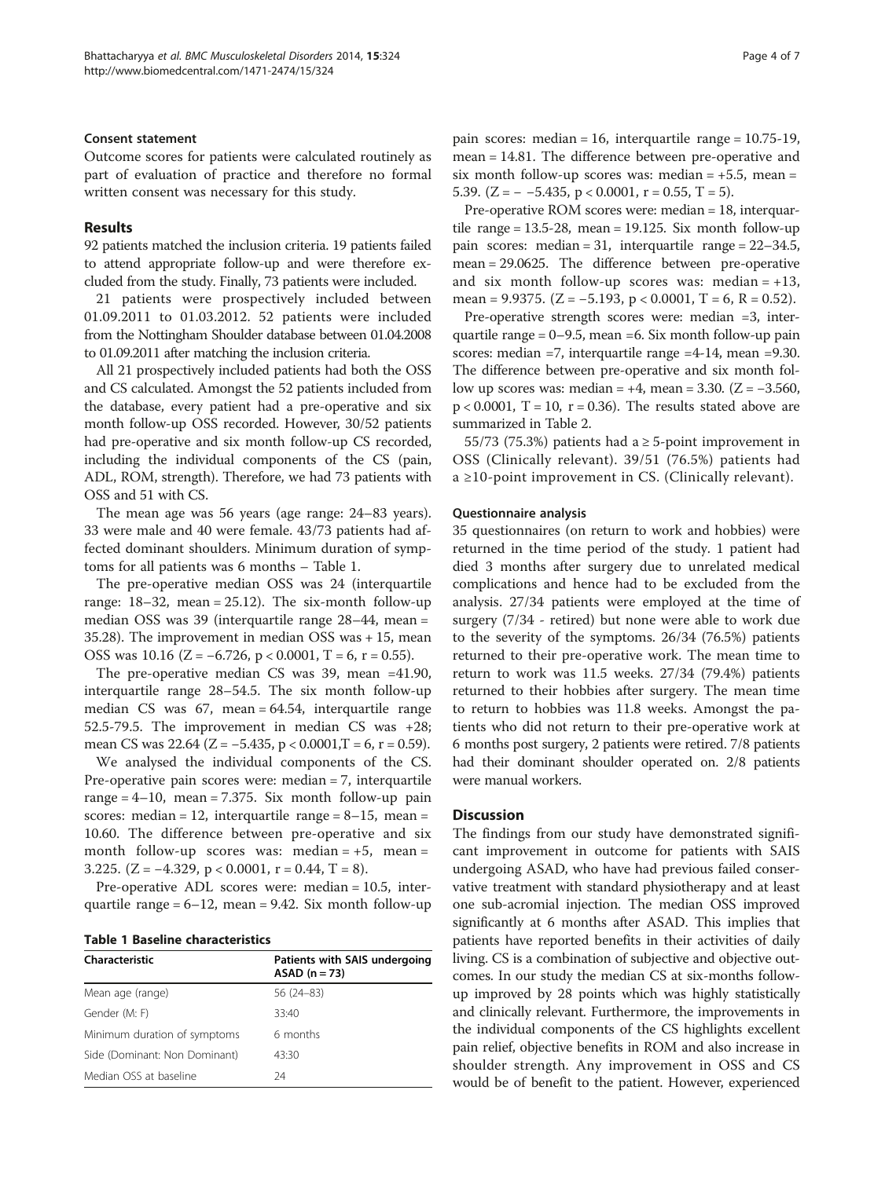### Consent statement

Outcome scores for patients were calculated routinely as part of evaluation of practice and therefore no formal written consent was necessary for this study.

## Results

92 patients matched the inclusion criteria. 19 patients failed to attend appropriate follow-up and were therefore excluded from the study. Finally, 73 patients were included.

21 patients were prospectively included between 01.09.2011 to 01.03.2012. 52 patients were included from the Nottingham Shoulder database between 01.04.2008 to 01.09.2011 after matching the inclusion criteria.

All 21 prospectively included patients had both the OSS and CS calculated. Amongst the 52 patients included from the database, every patient had a pre-operative and six month follow-up OSS recorded. However, 30/52 patients had pre-operative and six month follow-up CS recorded, including the individual components of the CS (pain, ADL, ROM, strength). Therefore, we had 73 patients with OSS and 51 with CS.

The mean age was 56 years (age range: 24–83 years). 33 were male and 40 were female. 43/73 patients had affected dominant shoulders. Minimum duration of symptoms for all patients was 6 months – Table 1.

The pre-operative median OSS was 24 (interquartile range: 18–32, mean = 25.12). The six-month follow-up median OSS was 39 (interquartile range 28–44, mean = 35.28). The improvement in median OSS was + 15, mean OSS was 10.16 ($Z = -6.726$, $p < 0.0001$, $T = 6$, $r = 0.55$).

The pre-operative median CS was 39, mean =41.90, interquartile range 28–54.5. The six month follow-up median CS was 67, mean = 64.54, interquartile range 52.5-79.5. The improvement in median CS was +28; mean CS was 22.64 ($Z = -5.435$, $p < 0.0001$, $T = 6$, $r = 0.59$).

We analysed the individual components of the CS. Pre-operative pain scores were: median = 7, interquartile range = 4–10, mean = 7.375. Six month follow-up pain scores: median = 12, interquartile range = 8–15, mean = 10.60. The difference between pre-operative and six month follow-up scores was: median = +5, mean = 3.225. ($Z = -4.329$, $p < 0.0001$, $r = 0.44$, $T = 8$).

Pre-operative ADL scores were: median = 10.5, interquartile range = 6–12, mean = 9.42. Six month follow-up pain scores: median = 16, interquartile range = 10.75-19, mean = 14.81. The difference between pre-operative and six month follow-up scores was: median = +5.5, mean = 5.39. ($Z = - -5.435$, $p < 0.0001$, $r = 0.55$, $T = 5$).

Pre-operative ROM scores were: median = 18, interquartile range = 13.5-28, mean = 19.125. Six month follow-up pain scores: median = 31, interquartile range = 22–34.5, mean = 29.0625. The difference between pre-operative and six month follow-up scores was: median = +13, mean = 9.9375. ($Z = -5.193$, $p < 0.0001$, $T = 6$, $R = 0.52$).

Pre-operative strength scores were: median =3, interquartile range = 0–9.5, mean =6. Six month follow-up pain scores: median =7, interquartile range =4-14, mean =9.30. The difference between pre-operative and six month follow up scores was: median = +4, mean = 3.30. ($Z = -3.560$, $p < 0.0001$, $T = 10$, $r = 0.36$). The results stated above are summarized in Table 2.

55/73 (75.3%) patients had a ≥ 5-point improvement in OSS (Clinically relevant). 39/51 (76.5%) patients had a ≥10-point improvement in CS. (Clinically relevant).

**Table 1 Baseline characteristics**

| Characteristic | Patients with SAIS undergoing ASAD (n = 73) |
|---|---|
| Mean age (range) | 56 (24–83) |
| Gender (M: F) | 33:40 |
| Minimum duration of symptoms | 6 months |
| Side (Dominant: Non Dominant) | 43:30 |
| Median OSS at baseline | 24 |

### Questionnaire analysis

35 questionnaires (on return to work and hobbies) were returned in the time period of the study. 1 patient had died 3 months after surgery due to unrelated medical complications and hence had to be excluded from the analysis. 27/34 patients were employed at the time of surgery (7/34 - retired) but none were able to work due to the severity of the symptoms. 26/34 (76.5%) patients returned to their pre-operative work. The mean time to return to work was 11.5 weeks. 27/34 (79.4%) patients returned to their hobbies after surgery. The mean time to return to hobbies was 11.8 weeks. Amongst the patients who did not return to their pre-operative work at 6 months post surgery, 2 patients were retired. 7/8 patients had their dominant shoulder operated on. 2/8 patients were manual workers.

## Discussion

The findings from our study have demonstrated significant improvement in outcome for patients with SAIS undergoing ASAD, who have had previous failed conservative treatment with standard physiotherapy and at least one sub-acromial injection. The median OSS improved significantly at 6 months after ASAD. This implies that patients have reported benefits in their activities of daily living. CS is a combination of subjective and objective outcomes. In our study the median CS at six-months follow-up improved by 28 points which was highly statistically and clinically relevant. Furthermore, the improvements in the individual components of the CS highlights excellent pain relief, objective benefits in ROM and also increase in shoulder strength. Any improvement in OSS and CS would be of benefit to the patient. However, experienced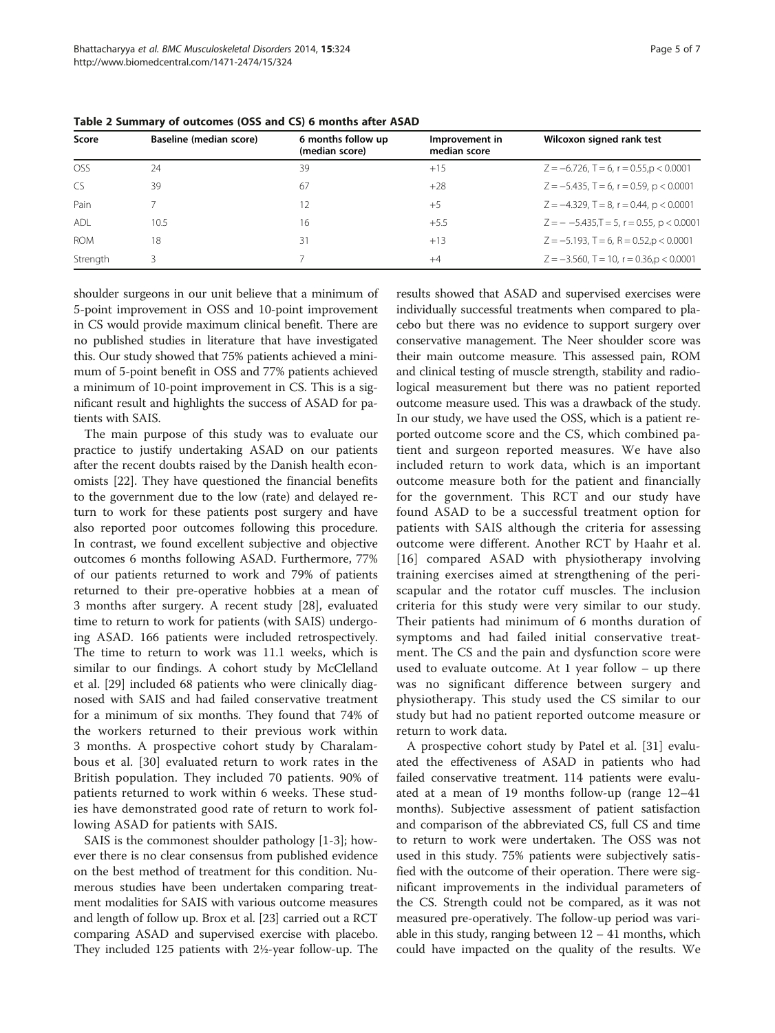**Table 2 Summary of outcomes (OSS and CS) 6 months after ASAD**

| Score | Baseline (median score) | 6 months follow up (median score) | Improvement in median score | Wilcoxon signed rank test |
|---|---|---|---|---|
| OSS | 24 | 39 | +15 | $Z = -6.726$, $T = 6$, $r = 0.55, p < 0.0001$ |
| CS | 39 | 67 | +28 | $Z = -5.435$, $T = 6$, $r = 0.59$, $p < 0.0001$ |
| Pain | 7 | 12 | +5 | $Z = -4.329$, $T = 8$, $r = 0.44$, $p < 0.0001$ |
| ADL | 10.5 | 16 | +5.5 | $Z = - -5.435, T = 5$, $r = 0.55$, $p < 0.0001$ |
| ROM | 18 | 31 | +13 | $Z = -5.193$, $T = 6$, $R = 0.52, p < 0.0001$ |
| Strength | 3 | 7 | +4 | $Z = -3.560$, $T = 10$, $r = 0.36, p < 0.0001$ |

shoulder surgeons in our unit believe that a minimum of 5-point improvement in OSS and 10-point improvement in CS would provide maximum clinical benefit. There are no published studies in literature that have investigated this. Our study showed that 75% patients achieved a minimum of 5-point benefit in OSS and 77% patients achieved a minimum of 10-point improvement in CS. This is a significant result and highlights the success of ASAD for patients with SAIS.

The main purpose of this study was to evaluate our practice to justify undertaking ASAD on our patients after the recent doubts raised by the Danish health economists [22]. They have questioned the financial benefits to the government due to the low (rate) and delayed return to work for these patients post surgery and have also reported poor outcomes following this procedure. In contrast, we found excellent subjective and objective outcomes 6 months following ASAD. Furthermore, 77% of our patients returned to work and 79% of patients returned to their pre-operative hobbies at a mean of 3 months after surgery. A recent study [28], evaluated time to return to work for patients (with SAIS) undergoing ASAD. 166 patients were included retrospectively. The time to return to work was 11.1 weeks, which is similar to our findings. A cohort study by McClelland et al. [29] included 68 patients who were clinically diagnosed with SAIS and had failed conservative treatment for a minimum of six months. They found that 74% of the workers returned to their previous work within 3 months. A prospective cohort study by Charalambous et al. [30] evaluated return to work rates in the British population. They included 70 patients. 90% of patients returned to work within 6 weeks. These studies have demonstrated good rate of return to work following ASAD for patients with SAIS.

SAIS is the commonest shoulder pathology [1-3]; however there is no clear consensus from published evidence on the best method of treatment for this condition. Numerous studies have been undertaken comparing treatment modalities for SAIS with various outcome measures and length of follow up. Brox et al. [23] carried out a RCT comparing ASAD and supervised exercise with placebo. They included 125 patients with 2½-year follow-up. The results showed that ASAD and supervised exercises were individually successful treatments when compared to placebo but there was no evidence to support surgery over conservative management. The Neer shoulder score was their main outcome measure. This assessed pain, ROM and clinical testing of muscle strength, stability and radiological measurement but there was no patient reported outcome measure used. This was a drawback of the study. In our study, we have used the OSS, which is a patient reported outcome score and the CS, which combined patient and surgeon reported measures. We have also included return to work data, which is an important outcome measure both for the patient and financially for the government. This RCT and our study have found ASAD to be a successful treatment option for patients with SAIS although the criteria for assessing outcome were different. Another RCT by Haahr et al. [16] compared ASAD with physiotherapy involving training exercises aimed at strengthening of the periscapular and the rotator cuff muscles. The inclusion criteria for this study were very similar to our study. Their patients had minimum of 6 months duration of symptoms and had failed initial conservative treatment. The CS and the pain and dysfunction score were used to evaluate outcome. At 1 year follow – up there was no significant difference between surgery and physiotherapy. This study used the CS similar to our study but had no patient reported outcome measure or return to work data.

A prospective cohort study by Patel et al. [31] evaluated the effectiveness of ASAD in patients who had failed conservative treatment. 114 patients were evaluated at a mean of 19 months follow-up (range 12–41 months). Subjective assessment of patient satisfaction and comparison of the abbreviated CS, full CS and time to return to work were undertaken. The OSS was not used in this study. 75% patients were subjectively satisfied with the outcome of their operation. There were significant improvements in the individual parameters of the CS. Strength could not be compared, as it was not measured pre-operatively. The follow-up period was variable in this study, ranging between 12 – 41 months, which could have impacted on the quality of the results. We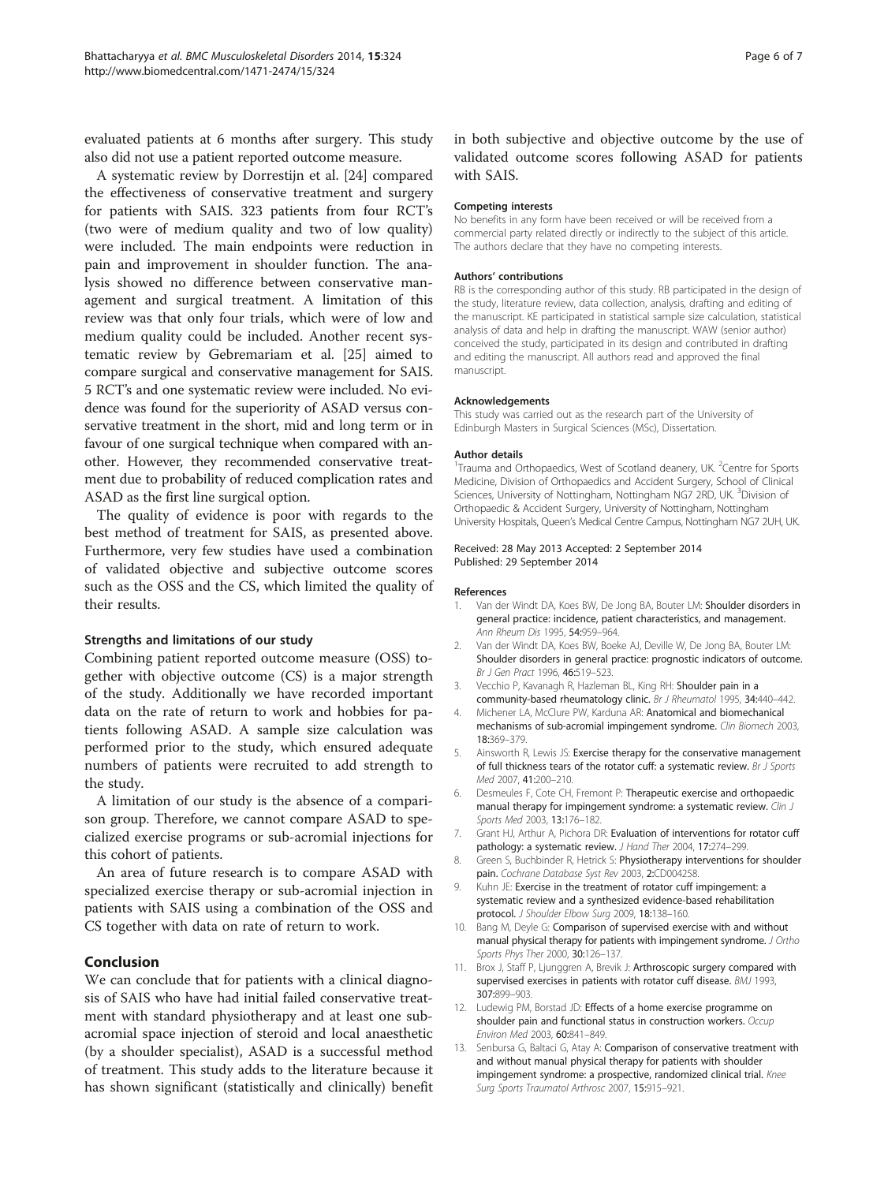evaluated patients at 6 months after surgery. This study also did not use a patient reported outcome measure.

A systematic review by Dorrestijn et al. [24] compared the effectiveness of conservative treatment and surgery for patients with SAIS. 323 patients from four RCT's (two were of medium quality and two of low quality) were included. The main endpoints were reduction in pain and improvement in shoulder function. The analysis showed no difference between conservative management and surgical treatment. A limitation of this review was that only four trials, which were of low and medium quality could be included. Another recent systematic review by Gebremariam et al. [25] aimed to compare surgical and conservative management for SAIS. 5 RCT's and one systematic review were included. No evidence was found for the superiority of ASAD versus conservative treatment in the short, mid and long term or in favour of one surgical technique when compared with another. However, they recommended conservative treatment due to probability of reduced complication rates and ASAD as the first line surgical option.

The quality of evidence is poor with regards to the best method of treatment for SAIS, as presented above. Furthermore, very few studies have used a combination of validated objective and subjective outcome scores such as the OSS and the CS, which limited the quality of their results.

### Strengths and limitations of our study

Combining patient reported outcome measure (OSS) together with objective outcome (CS) is a major strength of the study. Additionally we have recorded important data on the rate of return to work and hobbies for patients following ASAD. A sample size calculation was performed prior to the study, which ensured adequate numbers of patients were recruited to add strength to the study.

A limitation of our study is the absence of a comparison group. Therefore, we cannot compare ASAD to specialized exercise programs or sub-acromial injections for this cohort of patients.

An area of future research is to compare ASAD with specialized exercise therapy or sub-acromial injection in patients with SAIS using a combination of the OSS and CS together with data on rate of return to work.

## Conclusion

We can conclude that for patients with a clinical diagnosis of SAIS who have had initial failed conservative treatment with standard physiotherapy and at least one sub-acromial space injection of steroid and local anaesthetic (by a shoulder specialist), ASAD is a successful method of treatment. This study adds to the literature because it has shown significant (statistically and clinically) benefit in both subjective and objective outcome by the use of validated outcome scores following ASAD for patients with SAIS.

#### Competing interests

No benefits in any form have been received or will be received from a commercial party related directly or indirectly to the subject of this article. The authors declare that they have no competing interests.

#### Authors' contributions

RB is the corresponding author of this study. RB participated in the design of the study, literature review, data collection, analysis, drafting and editing of the manuscript. KE participated in statistical sample size calculation, statistical analysis of data and help in drafting the manuscript. WAW (senior author) conceived the study, participated in its design and contributed in drafting and editing the manuscript. All authors read and approved the final manuscript.

#### Acknowledgements

This study was carried out as the research part of the University of Edinburgh Masters in Surgical Sciences (MSc), Dissertation.

#### Author details

[1]Trauma and Orthopaedics, West of Scotland deanery, UK. [2]Centre for Sports Medicine, Division of Orthopaedics and Accident Surgery, School of Clinical Sciences, University of Nottingham, Nottingham NG7 2RD, UK. [3]Division of Orthopaedic & Accident Surgery, University of Nottingham, Nottingham University Hospitals, Queen's Medical Centre Campus, Nottingham NG7 2UH, UK.

Received: 28 May 2013 Accepted: 2 September 2014
Published: 29 September 2014

#### References

1. Van der Windt DA, Koes BW, De Jong BA, Bouter LM: **Shoulder disorders in general practice: incidence, patient characteristics, and management.** *Ann Rheum Dis* 1995, **54:**959–964.
2. Van der Windt DA, Koes BW, Boeke AJ, Deville W, De Jong BA, Bouter LM: **Shoulder disorders in general practice: prognostic indicators of outcome.** *Br J Gen Pract* 1996, **46:**519–523.
3. Vecchio P, Kavanagh R, Hazleman BL, King RH: **Shoulder pain in a community-based rheumatology clinic.** *Br J Rheumatol* 1995, **34:**440–442.
4. Michener LA, McClure PW, Karduna AR: **Anatomical and biomechanical mechanisms of sub-acromial impingement syndrome.** *Clin Biomech* 2003, **18:**369–379.
5. Ainsworth R, Lewis JS: **Exercise therapy for the conservative management of full thickness tears of the rotator cuff: a systematic review.** *Br J Sports Med* 2007, **41:**200–210.
6. Desmeules F, Cote CH, Fremont P: **Therapeutic exercise and orthopaedic manual therapy for impingement syndrome: a systematic review.** *Clin J Sports Med* 2003, **13:**176–182.
7. Grant HJ, Arthur A, Pichora DR: **Evaluation of interventions for rotator cuff pathology: a systematic review.** *J Hand Ther* 2004, **17:**274–299.
8. Green S, Buchbinder R, Hetrick S: **Physiotherapy interventions for shoulder pain.** *Cochrane Database Syst Rev* 2003, **2:**CD004258.
9. Kuhn JE: **Exercise in the treatment of rotator cuff impingement: a systematic review and a synthesized evidence-based rehabilitation protocol.** *J Shoulder Elbow Surg* 2009, **18:**138–160.
10. Bang M, Deyle G: **Comparison of supervised exercise with and without manual physical therapy for patients with impingement syndrome.** *J Ortho Sports Phys Ther* 2000, **30:**126–137.
11. Brox J, Staff P, Ljunggren A, Brevik J: **Arthroscopic surgery compared with supervised exercises in patients with rotator cuff disease.** *BMJ* 1993, **307:**899–903.
12. Ludewig PM, Borstad JD: **Effects of a home exercise programme on shoulder pain and functional status in construction workers.** *Occup Environ Med* 2003, **60:**841–849.
13. Senbursa G, Baltaci G, Atay A: **Comparison of conservative treatment with and without manual physical therapy for patients with shoulder impingement syndrome: a prospective, randomized clinical trial.** *Knee Surg Sports Traumatol Arthrosc* 2007, **15:**915–921.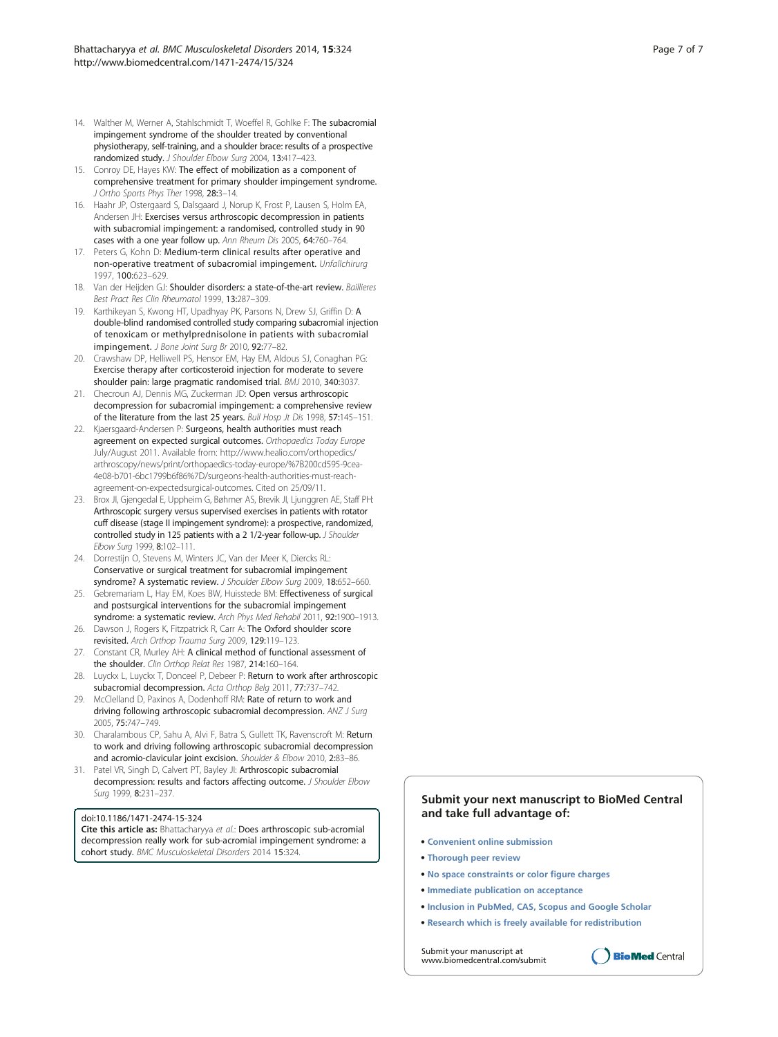14. Walther M, Werner A, Stahlschmidt T, Woeffel R, Gohlke F: **The subacromial impingement syndrome of the shoulder treated by conventional physiotherapy, self-training, and a shoulder brace: results of a prospective randomized study.** *J Shoulder Elbow Surg* 2004, **13**:417–423.
15. Conroy DE, Hayes KW: **The effect of mobilization as a component of comprehensive treatment for primary shoulder impingement syndrome.** *J Ortho Sports Phys Ther* 1998, **28**:3–14.
16. Haahr JP, Ostergaard S, Dalsgaard J, Norup K, Frost P, Lausen S, Holm EA, Andersen JH: **Exercises versus arthroscopic decompression in patients with subacromial impingement: a randomised, controlled study in 90 cases with a one year follow up.** *Ann Rheum Dis* 2005, **64**:760–764.
17. Peters G, Kohn D: **Medium-term clinical results after operative and non-operative treatment of subacromial impingement.** *Unfallchirurg* 1997, **100**:623–629.
18. Van der Heijden GJ: **Shoulder disorders: a state-of-the-art review.** *Baillieres Best Pract Res Clin Rheumatol* 1999, **13**:287–309.
19. Karthikeyan S, Kwong HT, Upadhyay PK, Parsons N, Drew SJ, Griffin D: **A double-blind randomised controlled study comparing subacromial injection of tenoxicam or methylprednisolone in patients with subacromial impingement.** *J Bone Joint Surg Br* 2010, **92**:77–82.
20. Crawshaw DP, Helliwell PS, Hensor EM, Hay EM, Aldous SJ, Conaghan PG: **Exercise therapy after corticosteroid injection for moderate to severe shoulder pain: large pragmatic randomised trial.** *BMJ* 2010, **340**:3037.
21. Checroun AJ, Dennis MG, Zuckerman JD: **Open versus arthroscopic decompression for subacromial impingement: a comprehensive review of the literature from the last 25 years.** *Bull Hosp Jt Dis* 1998, **57**:145–151.
22. Kjaersgaard-Andersen P: **Surgeons, health authorities must reach agreement on expected surgical outcomes.** *Orthopaedics Today Europe* July/August 2011. Available from: http://www.healio.com/orthopedics/arthroscopy/news/print/orthopaedics-today-europe/%7B200cd595-9cea-4e08-b701-6bc1799b6f86%7D/surgeons-health-authorities-must-reach-agreement-on-expectedsurgical-outcomes. Cited on 25/09/11.
23. Brox JI, Gjengedal E, Uppheim G, Bøhmer AS, Brevik JI, Ljunggren AE, Staff PH: **Arthroscopic surgery versus supervised exercises in patients with rotator cuff disease (stage II impingement syndrome): a prospective, randomized, controlled study in 125 patients with a 2 1/2-year follow-up.** *J Shoulder Elbow Surg* 1999, **8**:102–111.
24. Dorrestijn O, Stevens M, Winters JC, Van der Meer K, Diercks RL: **Conservative or surgical treatment for subacromial impingement syndrome? A systematic review.** *J Shoulder Elbow Surg* 2009, **18**:652–660.
25. Gebremariam L, Hay EM, Koes BW, Huisstede BM: **Effectiveness of surgical and postsurgical interventions for the subacromial impingement syndrome: a systematic review.** *Arch Phys Med Rehabil* 2011, **92**:1900–1913.
26. Dawson J, Rogers K, Fitzpatrick R, Carr A: **The Oxford shoulder score revisited.** *Arch Orthop Trauma Surg* 2009, **129**:119–123.
27. Constant CR, Murley AH: **A clinical method of functional assessment of the shoulder.** *Clin Orthop Relat Res* 1987, **214**:160–164.
28. Luyckx L, Luyckx T, Donceel P, Debeer P: **Return to work after arthroscopic subacromial decompression.** *Acta Orthop Belg* 2011, **77**:737–742.
29. McClelland D, Paxinos A, Dodenhoff RM: **Rate of return to work and driving following arthroscopic subacromial decompression.** *ANZ J Surg* 2005, **75**:747–749.
30. Charalambous CP, Sahu A, Alvi F, Batra S, Gullett TK, Ravenscroft M: **Return to work and driving following arthroscopic subacromial decompression and acromio-clavicular joint excision.** *Shoulder & Elbow* 2010, **2**:83–86.
31. Patel VR, Singh D, Calvert PT, Bayley JI: **Arthroscopic subacromial decompression: results and factors affecting outcome.** *J Shoulder Elbow Surg* 1999, **8**:231–237.

doi:10.1186/1471-2474-15-324

**Cite this article as:** Bhattacharyya *et al.*: Does arthroscopic sub-acromial decompression really work for sub-acromial impingement syndrome: a cohort study. *BMC Musculoskeletal Disorders* 2014 **15**:324.

**Submit your next manuscript to BioMed Central and take full advantage of:**

- **Convenient online submission**
- **Thorough peer review**
- **No space constraints or color figure charges**
- **Immediate publication on acceptance**
- **Inclusion in PubMed, CAS, Scopus and Google Scholar**
- **Research which is freely available for redistribution**

Submit your manuscript at www.biomedcentral.com/submit

BioMed Central